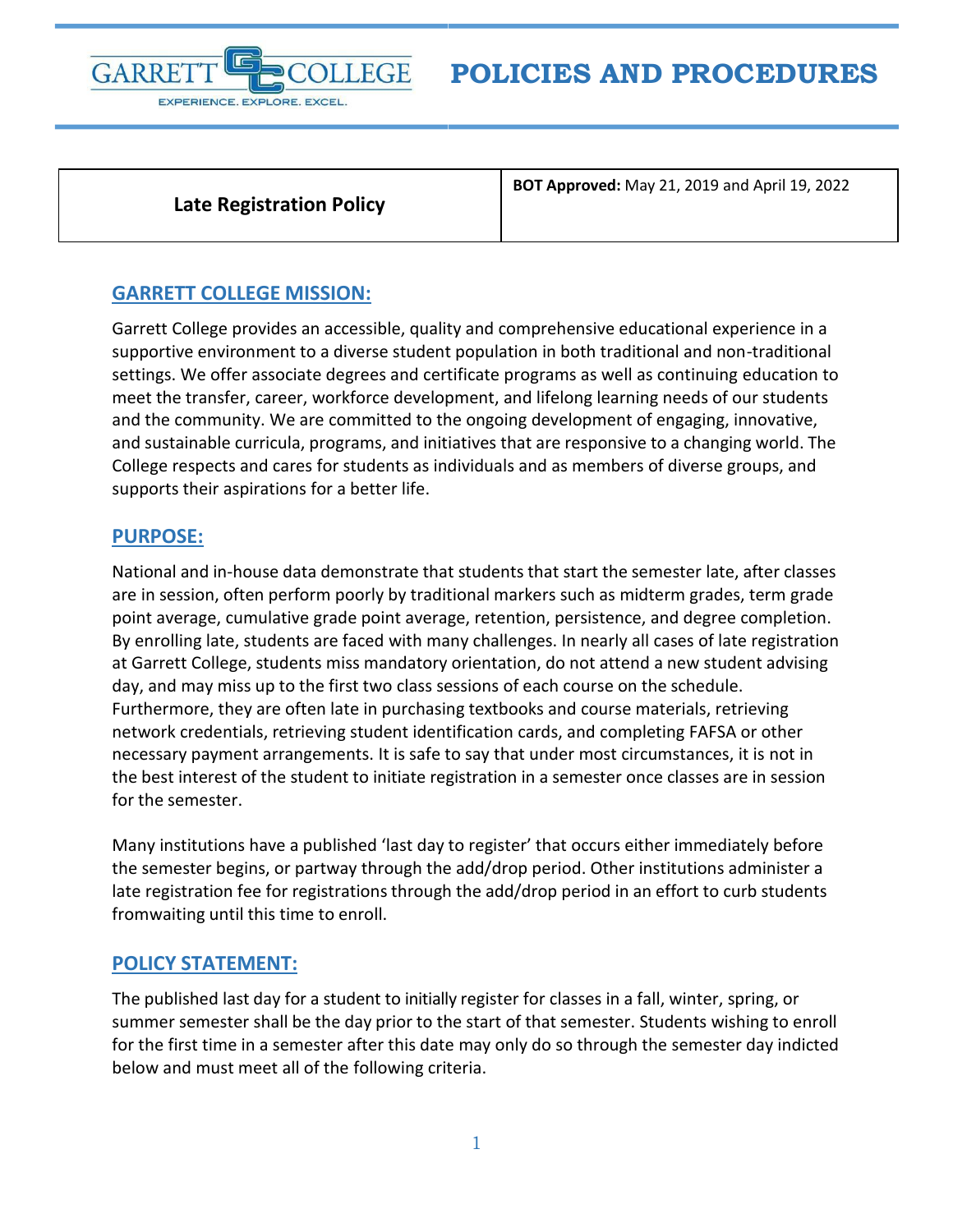# POLICIES AND PROCEDURES

| Late Registration Policy | **BOT Approved:** May 21, 2019 and April 19, 2022 |
|---|---|

## GARRETT COLLEGE MISSION:

Garrett College provides an accessible, quality and comprehensive educational experience in a supportive environment to a diverse student population in both traditional and non-traditional settings. We offer associate degrees and certificate programs as well as continuing education to meet the transfer, career, workforce development, and lifelong learning needs of our students and the community. We are committed to the ongoing development of engaging, innovative, and sustainable curricula, programs, and initiatives that are responsive to a changing world. The College respects and cares for students as individuals and as members of diverse groups, and supports their aspirations for a better life.

## PURPOSE:

National and in-house data demonstrate that students that start the semester late, after classes are in session, often perform poorly by traditional markers such as midterm grades, term grade point average, cumulative grade point average, retention, persistence, and degree completion. By enrolling late, students are faced with many challenges. In nearly all cases of late registration at Garrett College, students miss mandatory orientation, do not attend a new student advising day, and may miss up to the first two class sessions of each course on the schedule. Furthermore, they are often late in purchasing textbooks and course materials, retrieving network credentials, retrieving student identification cards, and completing FAFSA or other necessary payment arrangements. It is safe to say that under most circumstances, it is not in the best interest of the student to initiate registration in a semester once classes are in session for the semester.

Many institutions have a published 'last day to register' that occurs either immediately before the semester begins, or partway through the add/drop period. Other institutions administer a late registration fee for registrations through the add/drop period in an effort to curb students fromwaiting until this time to enroll.

## POLICY STATEMENT:

The published last day for a student to initially register for classes in a fall, winter, spring, or summer semester shall be the day prior to the start of that semester. Students wishing to enroll for the first time in a semester after this date may only do so through the semester day indicted below and must meet all of the following criteria.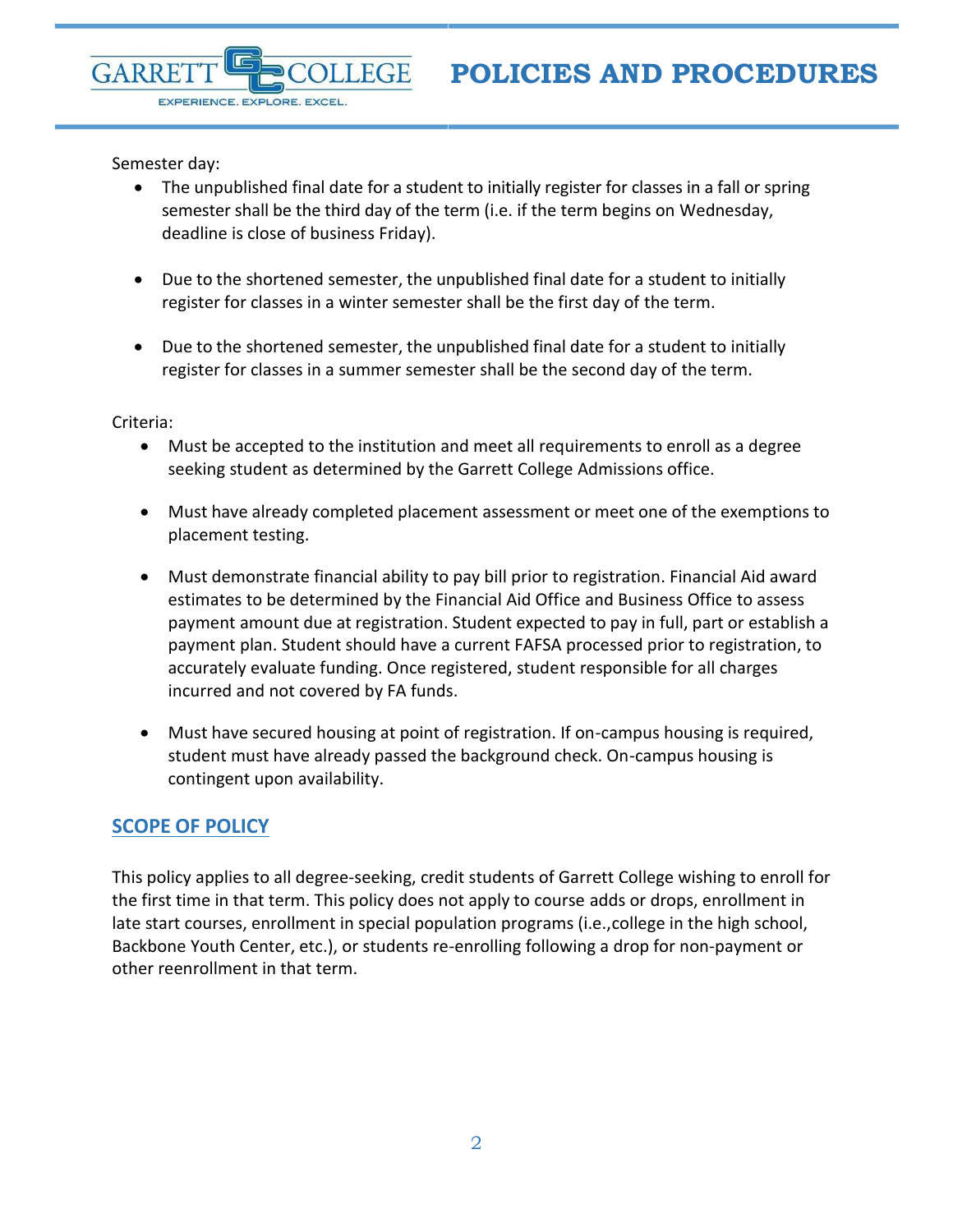Semester day:

- The unpublished final date for a student to initially register for classes in a fall or spring semester shall be the third day of the term (i.e. if the term begins on Wednesday, deadline is close of business Friday).

- Due to the shortened semester, the unpublished final date for a student to initially register for classes in a winter semester shall be the first day of the term.

- Due to the shortened semester, the unpublished final date for a student to initially register for classes in a summer semester shall be the second day of the term.

Criteria:

- Must be accepted to the institution and meet all requirements to enroll as a degree seeking student as determined by the Garrett College Admissions office.

- Must have already completed placement assessment or meet one of the exemptions to placement testing.

- Must demonstrate financial ability to pay bill prior to registration. Financial Aid award estimates to be determined by the Financial Aid Office and Business Office to assess payment amount due at registration. Student expected to pay in full, part or establish a payment plan. Student should have a current FAFSA processed prior to registration, to accurately evaluate funding. Once registered, student responsible for all charges incurred and not covered by FA funds.

- Must have secured housing at point of registration. If on-campus housing is required, student must have already passed the background check. On-campus housing is contingent upon availability.

## SCOPE OF POLICY

This policy applies to all degree-seeking, credit students of Garrett College wishing to enroll for the first time in that term. This policy does not apply to course adds or drops, enrollment in late start courses, enrollment in special population programs (i.e.,college in the high school, Backbone Youth Center, etc.), or students re-enrolling following a drop for non-payment or other reenrollment in that term.